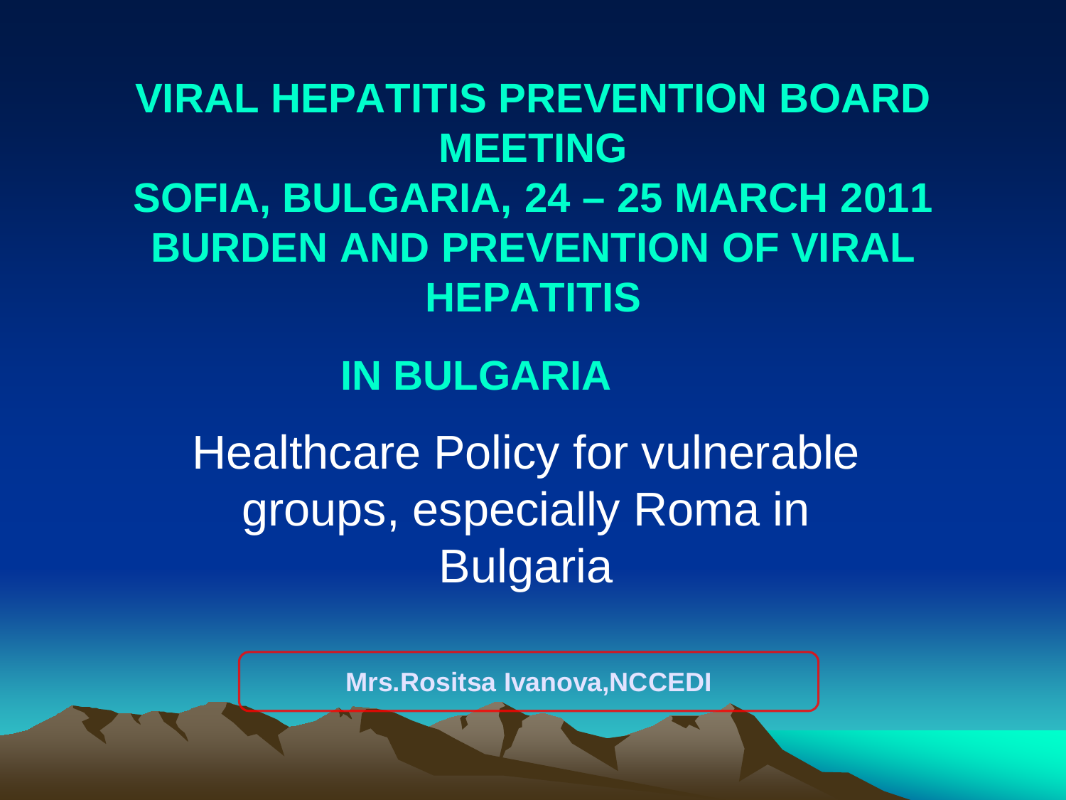# VIRAL HEPATITIS PREVENTION BOARD MEETING

# SOFIA, BULGARIA, 24 – 25 MARCH 2011

# BURDEN AND PREVENTION OF VIRAL HEPATITIS

# IN BULGARIA

## Healthcare Policy for vulnerable groups, especially Roma in Bulgaria

**Mrs.Rositsa Ivanova,NCCEDI**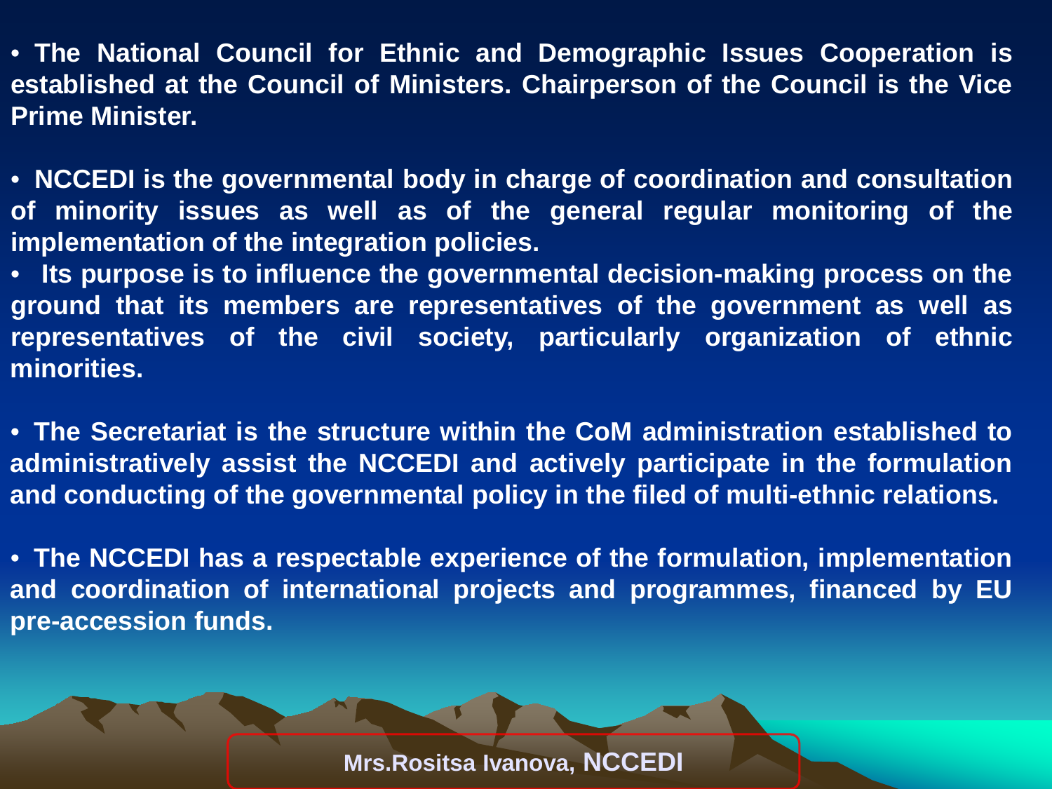- **The National Council for Ethnic and Demographic Issues Cooperation is established at the Council of Ministers. Chairperson of the Council is the Vice Prime Minister.**

- **NCCEDI is the governmental body in charge of coordination and consultation of minority issues as well as of the general regular monitoring of the implementation of the integration policies.**
- **Its purpose is to influence the governmental decision-making process on the ground that its members are representatives of the government as well as representatives of the civil society, particularly organization of ethnic minorities.**

- **The Secretariat is the structure within the CoM administration established to administratively assist the NCCEDI and actively participate in the formulation and conducting of the governmental policy in the filed of multi-ethnic relations.**

- **The NCCEDI has a respectable experience of the formulation, implementation and coordination of international projects and programmes, financed by EU pre-accession funds.**

**Mrs.Rositsa Ivanova, NCCEDI**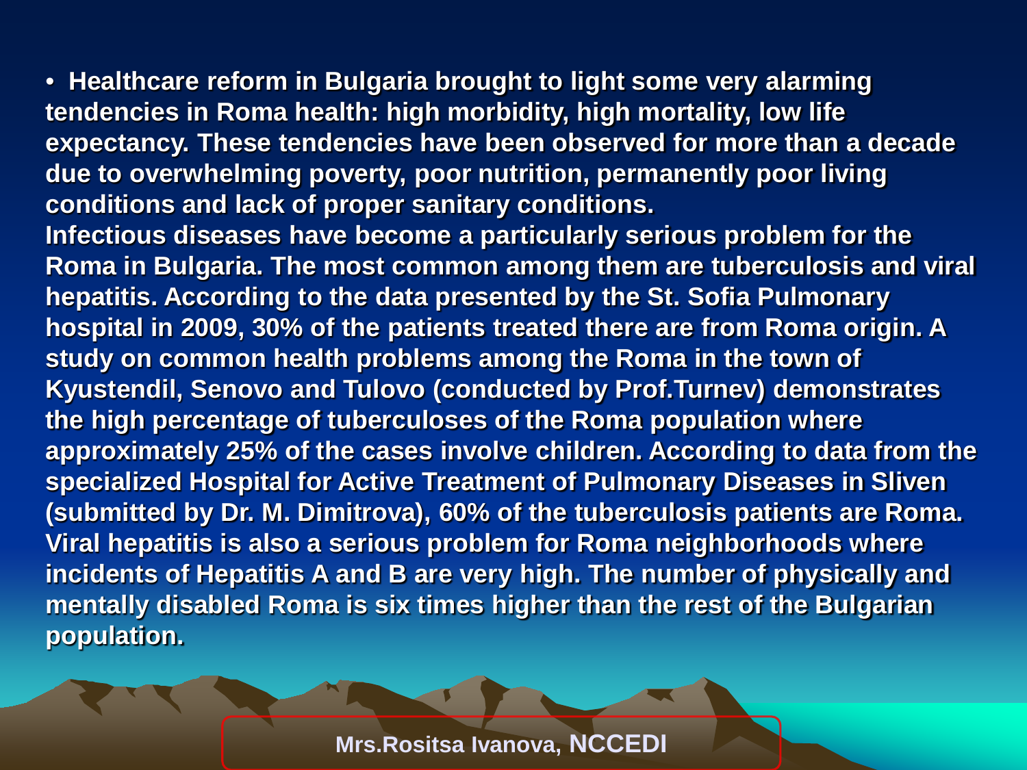- **Healthcare reform in Bulgaria brought to light some very alarming tendencies in Roma health: high morbidity, high mortality, low life expectancy. These tendencies have been observed for more than a decade due to overwhelming poverty, poor nutrition, permanently poor living conditions and lack of proper sanitary conditions.**

**Infectious diseases have become a particularly serious problem for the Roma in Bulgaria. The most common among them are tuberculosis and viral hepatitis. According to the data presented by the St. Sofia Pulmonary hospital in 2009, 30% of the patients treated there are from Roma origin. A study on common health problems among the Roma in the town of Kyustendil, Senovo and Tulovo (conducted by Prof.Turnev) demonstrates the high percentage of tuberculoses of the Roma population where approximately 25% of the cases involve children. According to data from the specialized Hospital for Active Treatment of Pulmonary Diseases in Sliven (submitted by Dr. M. Dimitrova), 60% of the tuberculosis patients are Roma. Viral hepatitis is also a serious problem for Roma neighborhoods where incidents of Hepatitis A and B are very high. The number of physically and mentally disabled Roma is six times higher than the rest of the Bulgarian population.**

**Mrs.Rositsa Ivanova, NCCEDI**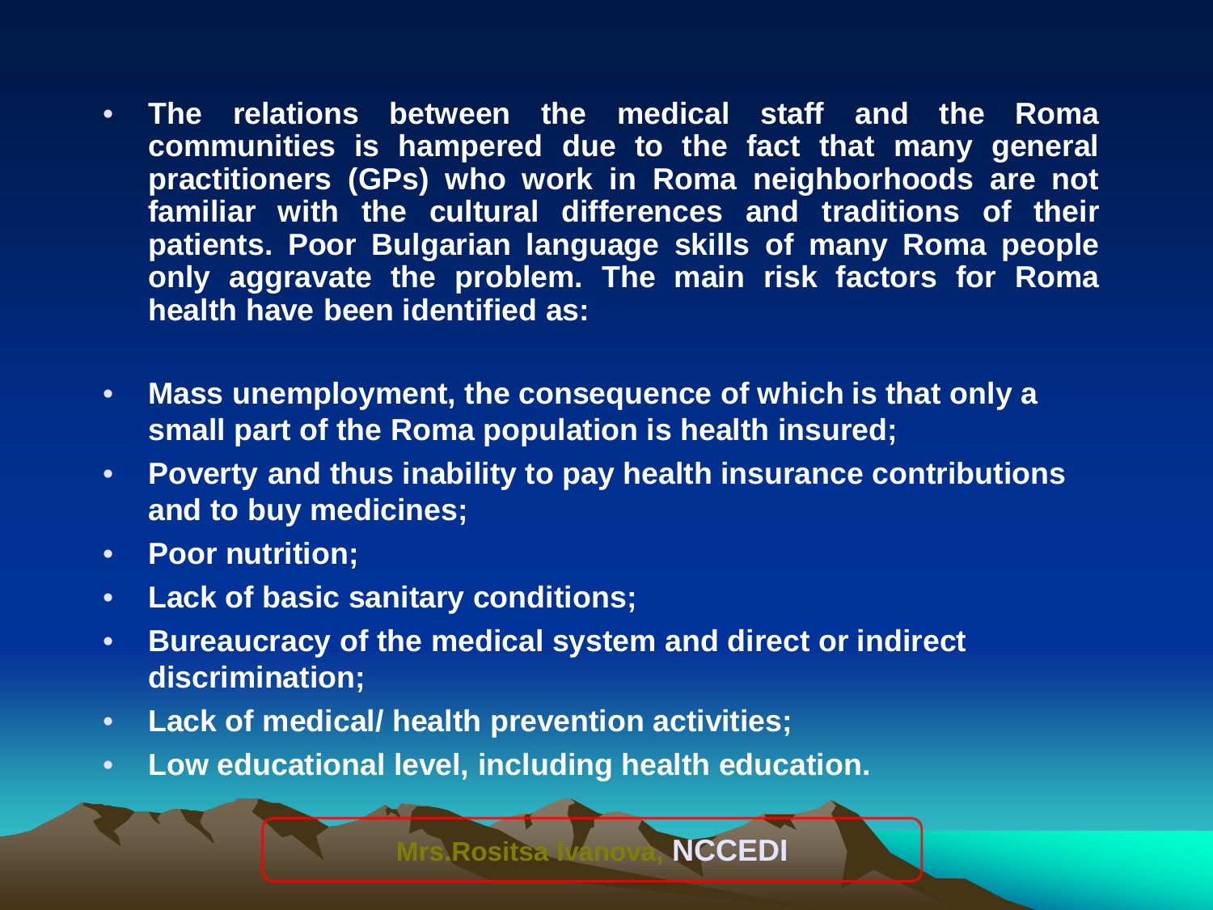- The relations between the medical staff and the Roma communities is hampered due to the fact that many general practitioners (GPs) who work in Roma neighborhoods are not familiar with the cultural differences and traditions of their patients. Poor Bulgarian language skills of many Roma people only aggravate the problem. The main risk factors for Roma health have been identified as:

- Mass unemployment, the consequence of which is that only a small part of the Roma population is health insured;
- Poverty and thus inability to pay health insurance contributions and to buy medicines;
- Poor nutrition;
- Lack of basic sanitary conditions;
- Bureaucracy of the medical system and direct or indirect discrimination;
- Lack of medical/ health prevention activities;
- Low educational level, including health education.

Mrs.Rositsa Ivanova, NCCEDI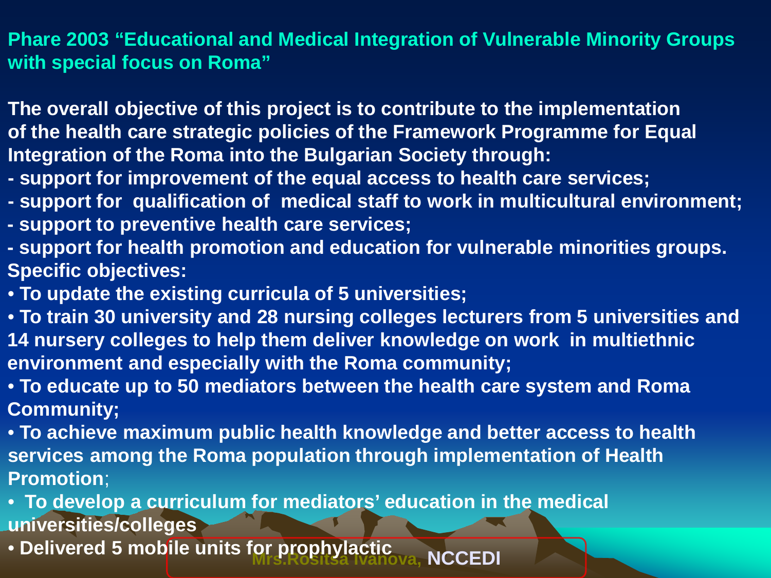## Phare 2003 "Educational and Medical Integration of Vulnerable Minority Groups with special focus on Roma"

**The overall objective of this project is to contribute to the implementation of the health care strategic policies of the Framework Programme for Equal Integration of the Roma into the Bulgarian Society through:**

- support for improvement of the equal access to health care services;
- support for qualification of medical staff to work in multicultural environment;
- support to preventive health care services;
- support for health promotion and education for vulnerable minorities groups.

**Specific objectives:**

- To update the existing curricula of 5 universities;
- To train 30 university and 28 nursing colleges lecturers from 5 universities and 14 nursery colleges to help them deliver knowledge on work in multiethnic environment and especially with the Roma community;
- To educate up to 50 mediators between the health care system and Roma Community;
- To achieve maximum public health knowledge and better access to health services among the Roma population through implementation of Health Promotion;
- To develop a curriculum for mediators' education in the medical universities/colleges
- Delivered 5 mobile units for prophylactic

Mrs.Rositsa Ivanova, NCCEDI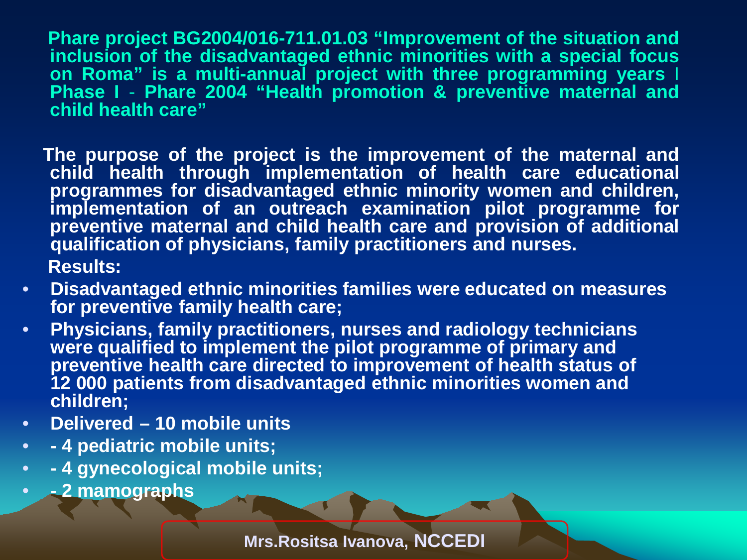**Phare project BG2004/016-711.01.03 "Improvement of the situation and inclusion of the disadvantaged ethnic minorities with a special focus on Roma" is a multi-annual project with three programming years I Phase I - Phare 2004 "Health promotion & preventive maternal and child health care"**

**The purpose of the project is the improvement of the maternal and child health through implementation of health care educational programmes for disadvantaged ethnic minority women and children, implementation of an outreach examination pilot programme for preventive maternal and child health care and provision of additional qualification of physicians, family practitioners and nurses.**

**Results:**

- **Disadvantaged ethnic minorities families were educated on measures for preventive family health care;**
- **Physicians, family practitioners, nurses and radiology technicians were qualified to implement the pilot programme of primary and preventive health care directed to improvement of health status of 12 000 patients from disadvantaged ethnic minorities women and children;**
- **Delivered – 10 mobile units**
- **- 4 pediatric mobile units;**
- **- 4 gynecological mobile units;**
- **- 2 mamographs**

**Mrs.Rositsa Ivanova, NCCEDI**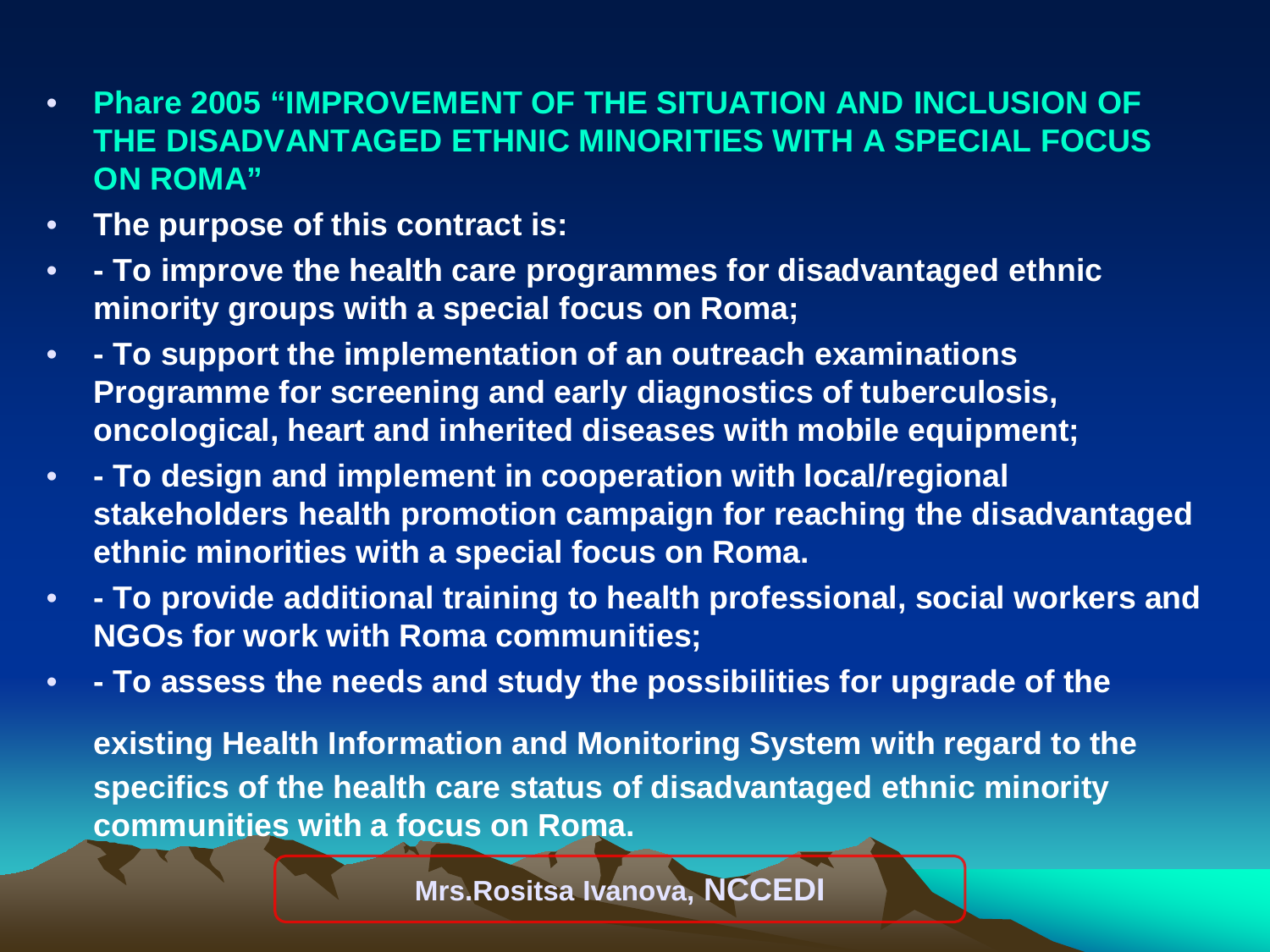- **Phare 2005 “IMPROVEMENT OF THE SITUATION AND INCLUSION OF THE DISADVANTAGED ETHNIC MINORITIES WITH A SPECIAL FOCUS ON ROMA”**
- **The purpose of this contract is:**
- **- To improve the health care programmes for disadvantaged ethnic minority groups with a special focus on Roma;**
- **- To support the implementation of an outreach examinations Programme for screening and early diagnostics of tuberculosis, oncological, heart and inherited diseases with mobile equipment;**
- **- To design and implement in cooperation with local/regional stakeholders health promotion campaign for reaching the disadvantaged ethnic minorities with a special focus on Roma.**
- **- To provide additional training to health professional, social workers and NGOs for work with Roma communities;**
- **- To assess the needs and study the possibilities for upgrade of the**

  **existing Health Information and Monitoring System with regard to the specifics of the health care status of disadvantaged ethnic minority communities with a focus on Roma.**

**Mrs.Rositsa Ivanova, NCCEDI**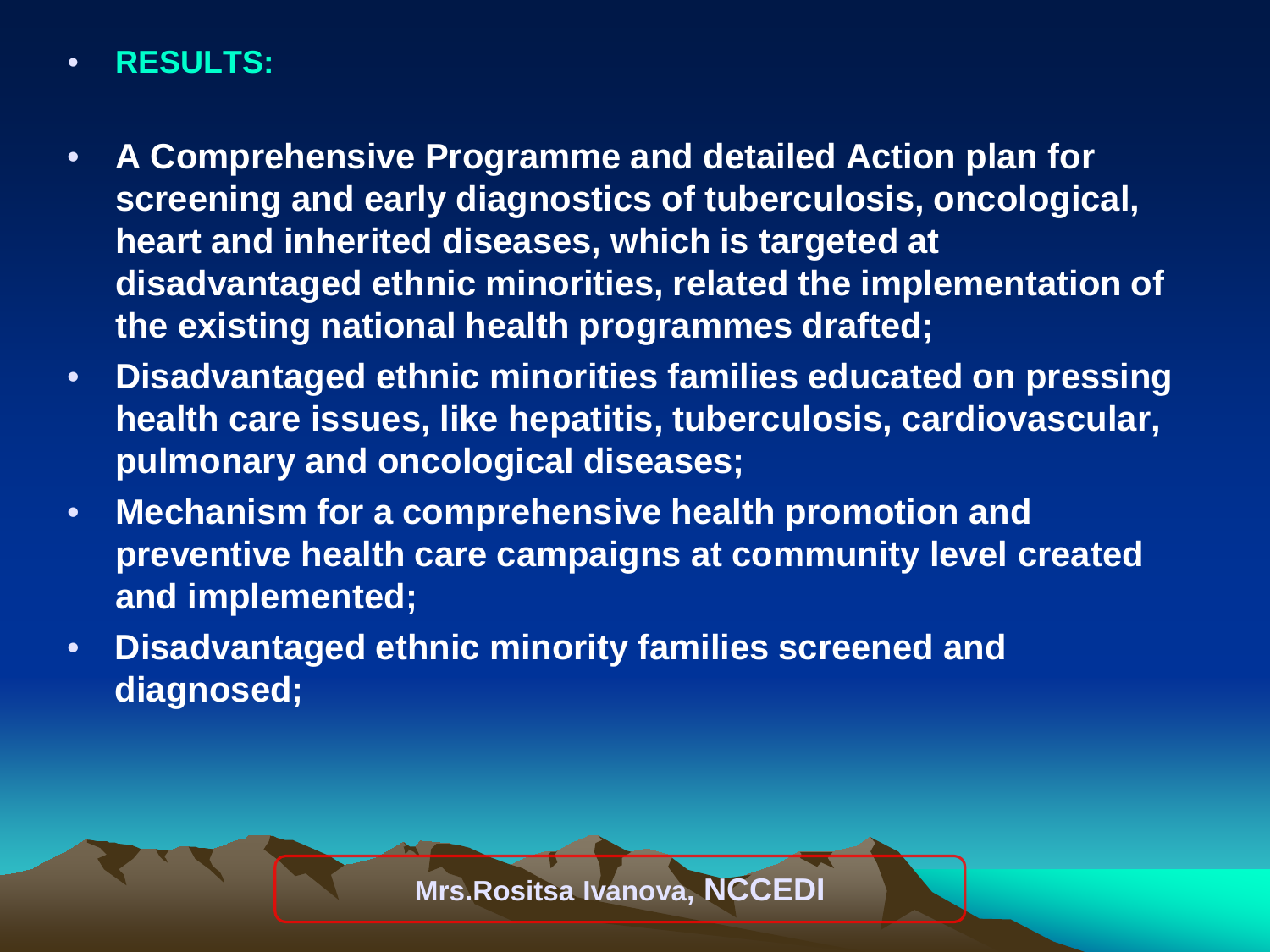- **RESULTS:**

- **A Comprehensive Programme and detailed Action plan for screening and early diagnostics of tuberculosis, oncological, heart and inherited diseases, which is targeted at disadvantaged ethnic minorities, related the implementation of the existing national health programmes drafted;**
- **Disadvantaged ethnic minorities families educated on pressing health care issues, like hepatitis, tuberculosis, cardiovascular, pulmonary and oncological diseases;**
- **Mechanism for a comprehensive health promotion and preventive health care campaigns at community level created and implemented;**
- **Disadvantaged ethnic minority families screened and diagnosed;**

**Mrs.Rositsa Ivanova, NCCEDI**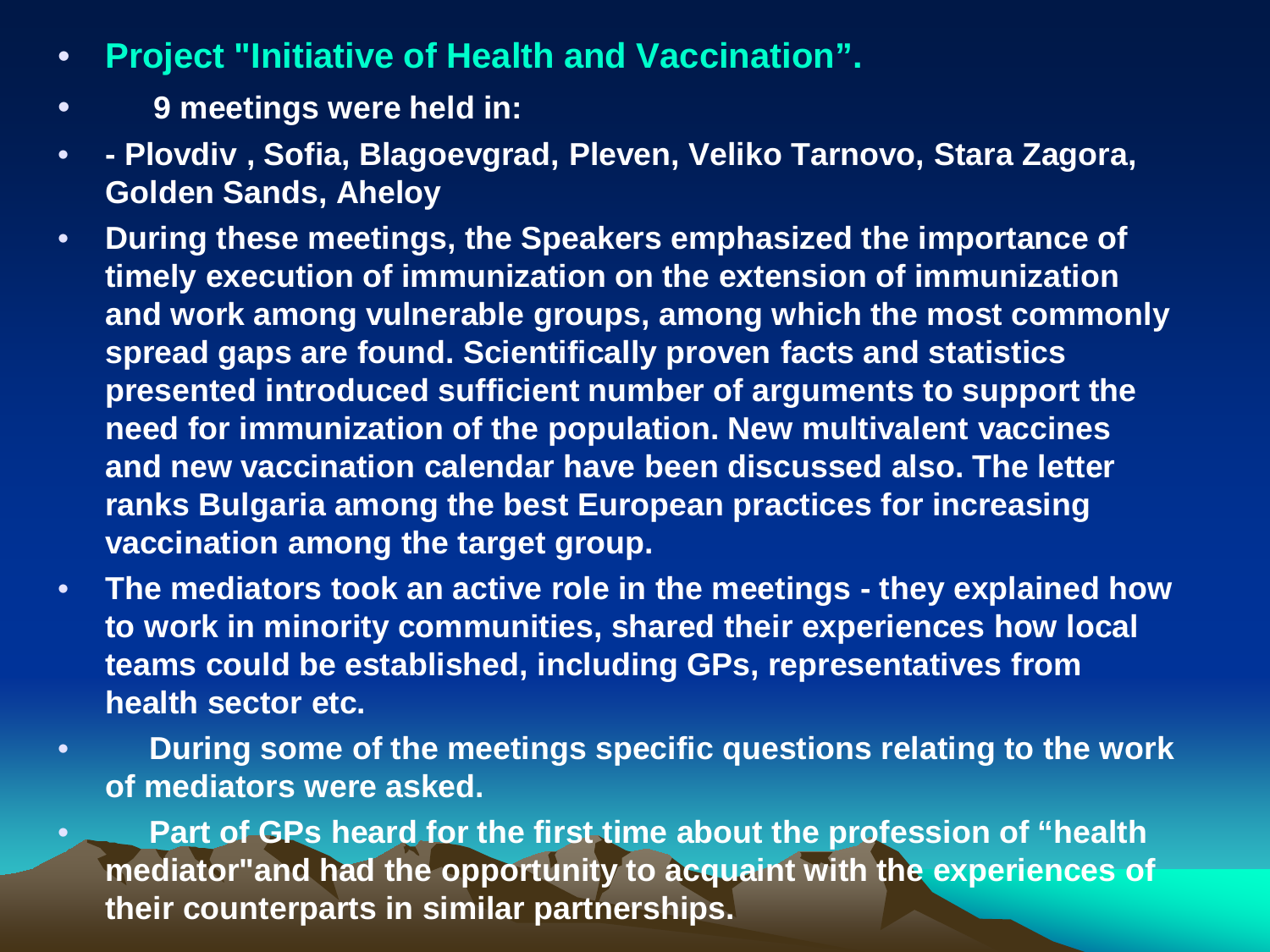- **Project "Initiative of Health and Vaccination".**
- **9 meetings were held in:**
- **- Plovdiv , Sofia, Blagoevgrad, Pleven, Veliko Tarnovo, Stara Zagora, Golden Sands, Aheloy**
- **During these meetings, the Speakers emphasized the importance of timely execution of immunization on the extension of immunization and work among vulnerable groups, among which the most commonly spread gaps are found. Scientifically proven facts and statistics presented introduced sufficient number of arguments to support the need for immunization of the population. New multivalent vaccines and new vaccination calendar have been discussed also. The letter ranks Bulgaria among the best European practices for increasing vaccination among the target group.**
- **The mediators took an active role in the meetings - they explained how to work in minority communities, shared their experiences how local teams could be established, including GPs, representatives from health sector etc.**
- **During some of the meetings specific questions relating to the work of mediators were asked.**
- **Part of GPs heard for the first time about the profession of "health mediator"and had the opportunity to acquaint with the experiences of their counterparts in similar partnerships.**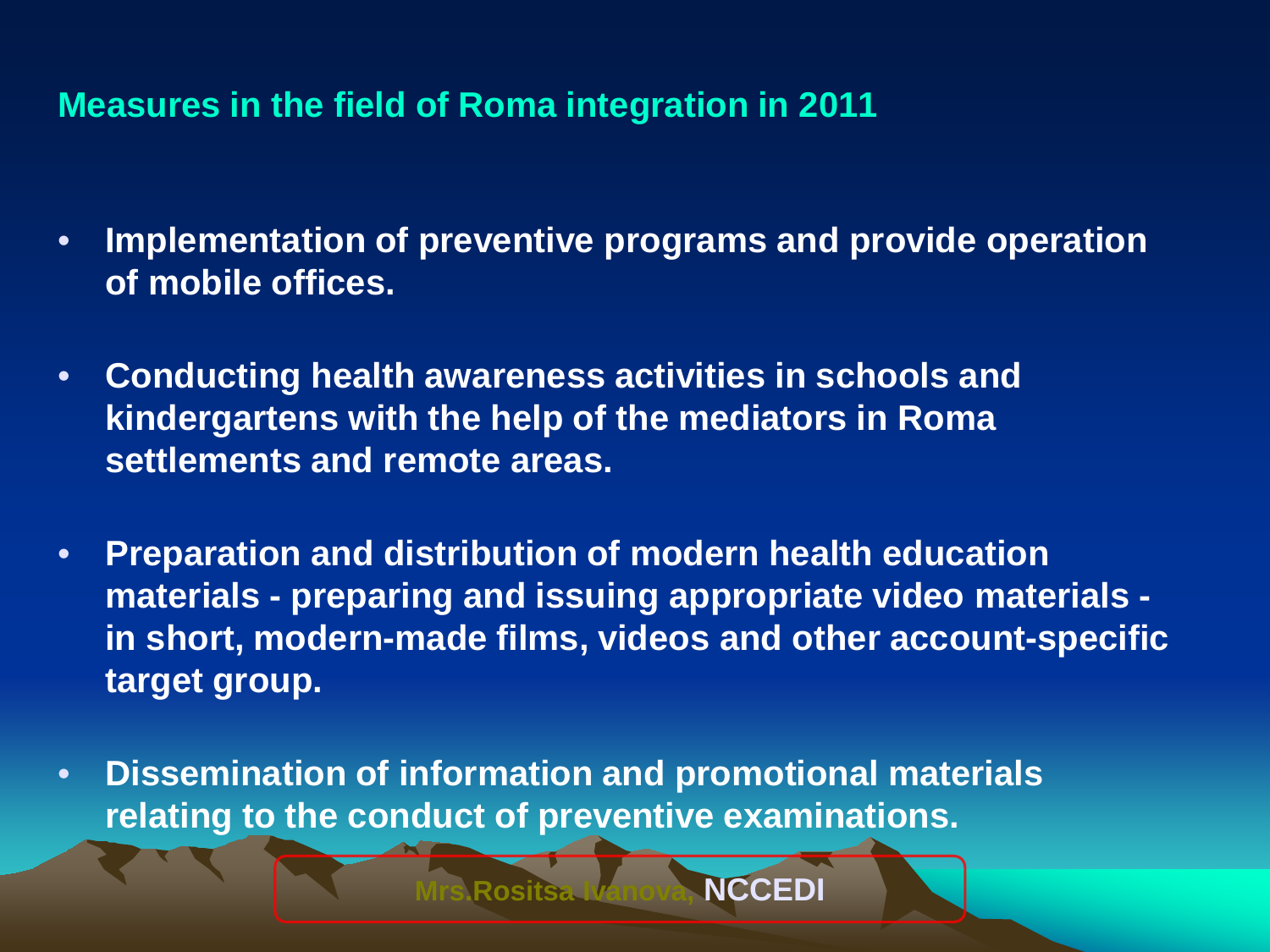## Measures in the field of Roma integration in 2011

- **Implementation of preventive programs and provide operation of mobile offices.**
- **Conducting health awareness activities in schools and kindergartens with the help of the mediators in Roma settlements and remote areas.**
- **Preparation and distribution of modern health education materials - preparing and issuing appropriate video materials - in short, modern-made films, videos and other account-specific target group.**
- **Dissemination of information and promotional materials relating to the conduct of preventive examinations.**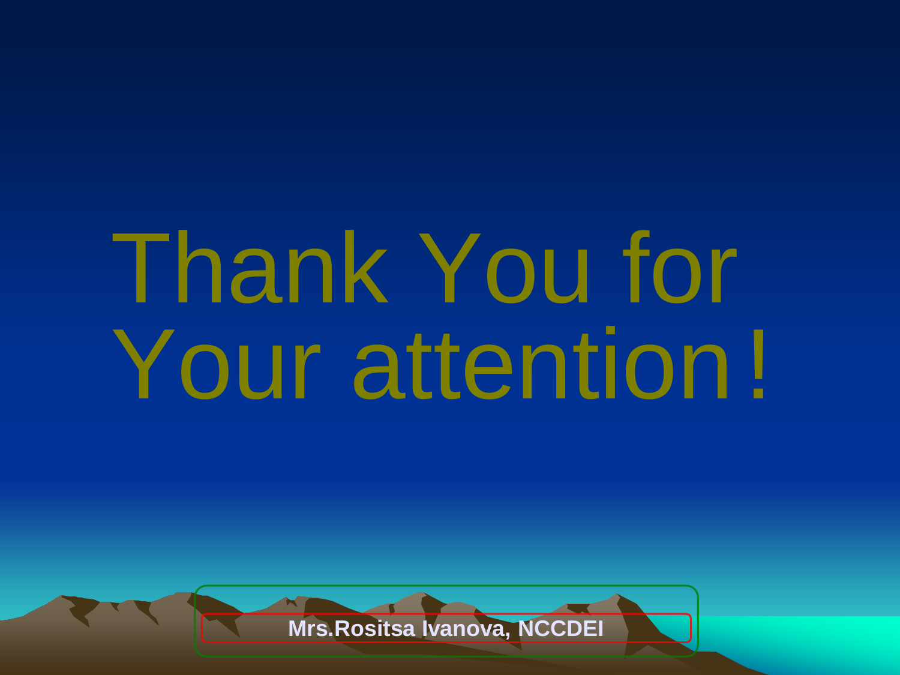# Thank You for Your attention!

**Mrs.Rositsa Ivanova, NCCDEI**